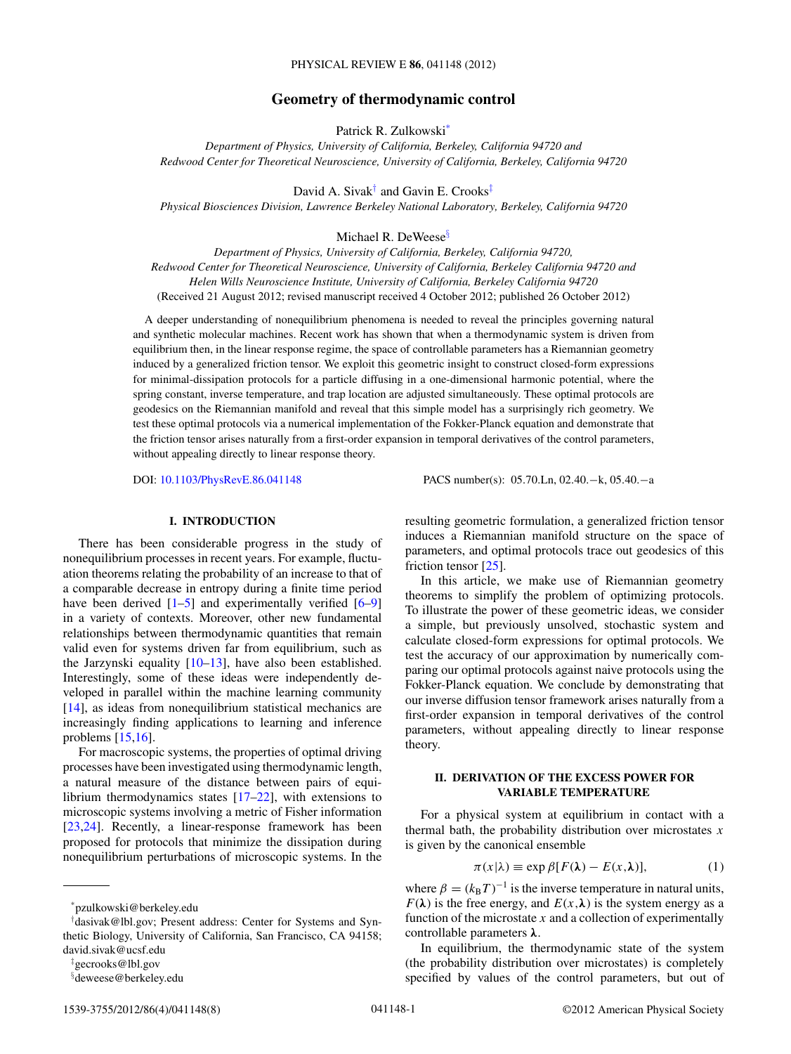# Geometry of thermodynamic control

Patrick R. Zulkowski*

*Department of Physics, University of California, Berkeley, California 94720 and Redwood Center for Theoretical Neuroscience, University of California, Berkeley, California 94720*

David A. Sivak† and Gavin E. Crooks‡

*Physical Biosciences Division, Lawrence Berkeley National Laboratory, Berkeley, California 94720*

Michael R. DeWeese§

*Department of Physics, University of California, Berkeley, California 94720, Redwood Center for Theoretical Neuroscience, University of California, Berkeley California 94720 and Helen Wills Neuroscience Institute, University of California, Berkeley California 94720*

(Received 21 August 2012; revised manuscript received 4 October 2012; published 26 October 2012)

A deeper understanding of nonequilibrium phenomena is needed to reveal the principles governing natural and synthetic molecular machines. Recent work has shown that when a thermodynamic system is driven from equilibrium then, in the linear response regime, the space of controllable parameters has a Riemannian geometry induced by a generalized friction tensor. We exploit this geometric insight to construct closed-form expressions for minimal-dissipation protocols for a particle diffusing in a one-dimensional harmonic potential, where the spring constant, inverse temperature, and trap location are adjusted simultaneously. These optimal protocols are geodesics on the Riemannian manifold and reveal that this simple model has a surprisingly rich geometry. We test these optimal protocols via a numerical implementation of the Fokker-Planck equation and demonstrate that the friction tensor arises naturally from a first-order expansion in temporal derivatives of the control parameters, without appealing directly to linear response theory.

DOI: 10.1103/PhysRevE.86.041148 PACS number(s): 05.70.Ln, 02.40.−k, 05.40.−a

## I. INTRODUCTION

There has been considerable progress in the study of nonequilibrium processes in recent years. For example, fluctuation theorems relating the probability of an increase to that of a comparable decrease in entropy during a finite time period have been derived [1–5] and experimentally verified [6–9] in a variety of contexts. Moreover, other new fundamental relationships between thermodynamic quantities that remain valid even for systems driven far from equilibrium, such as the Jarzynski equality [10–13], have also been established. Interestingly, some of these ideas were independently developed in parallel within the machine learning community [14], as ideas from nonequilibrium statistical mechanics are increasingly finding applications to learning and inference problems [15,16].

For macroscopic systems, the properties of optimal driving processes have been investigated using thermodynamic length, a natural measure of the distance between pairs of equilibrium thermodynamics states [17–22], with extensions to microscopic systems involving a metric of Fisher information [23,24]. Recently, a linear-response framework has been proposed for protocols that minimize the dissipation during nonequilibrium perturbations of microscopic systems. In the resulting geometric formulation, a generalized friction tensor induces a Riemannian manifold structure on the space of parameters, and optimal protocols trace out geodesics of this friction tensor [25].

In this article, we make use of Riemannian geometry theorems to simplify the problem of optimizing protocols. To illustrate the power of these geometric ideas, we consider a simple, but previously unsolved, stochastic system and calculate closed-form expressions for optimal protocols. We test the accuracy of our approximation by numerically comparing our optimal protocols against naive protocols using the Fokker-Planck equation. We conclude by demonstrating that our inverse diffusion tensor framework arises naturally from a first-order expansion in temporal derivatives of the control parameters, without appealing directly to linear response theory.

## II. DERIVATION OF THE EXCESS POWER FOR VARIABLE TEMPERATURE

For a physical system at equilibrium in contact with a thermal bath, the probability distribution over microstates $x$ is given by the canonical ensemble

$$\pi(x|\lambda) \equiv \exp \beta[F(\boldsymbol{\lambda}) - E(x,\boldsymbol{\lambda})], \tag{1}$$

where $\beta = (k_B T)^{-1}$ is the inverse temperature in natural units, $F(\boldsymbol{\lambda})$ is the free energy, and $E(x,\boldsymbol{\lambda})$ is the system energy as a function of the microstate $x$ and a collection of experimentally controllable parameters $\boldsymbol{\lambda}$.

In equilibrium, the thermodynamic state of the system (the probability distribution over microstates) is completely specified by values of the control parameters, but out of

---

*pzulkowski@berkeley.edu

†dasivak@lbl.gov; Present address: Center for Systems and Synthetic Biology, University of California, San Francisco, CA 94158; david.sivak@ucsf.edu

‡gecrooks@lbl.gov

§deweese@berkeley.edu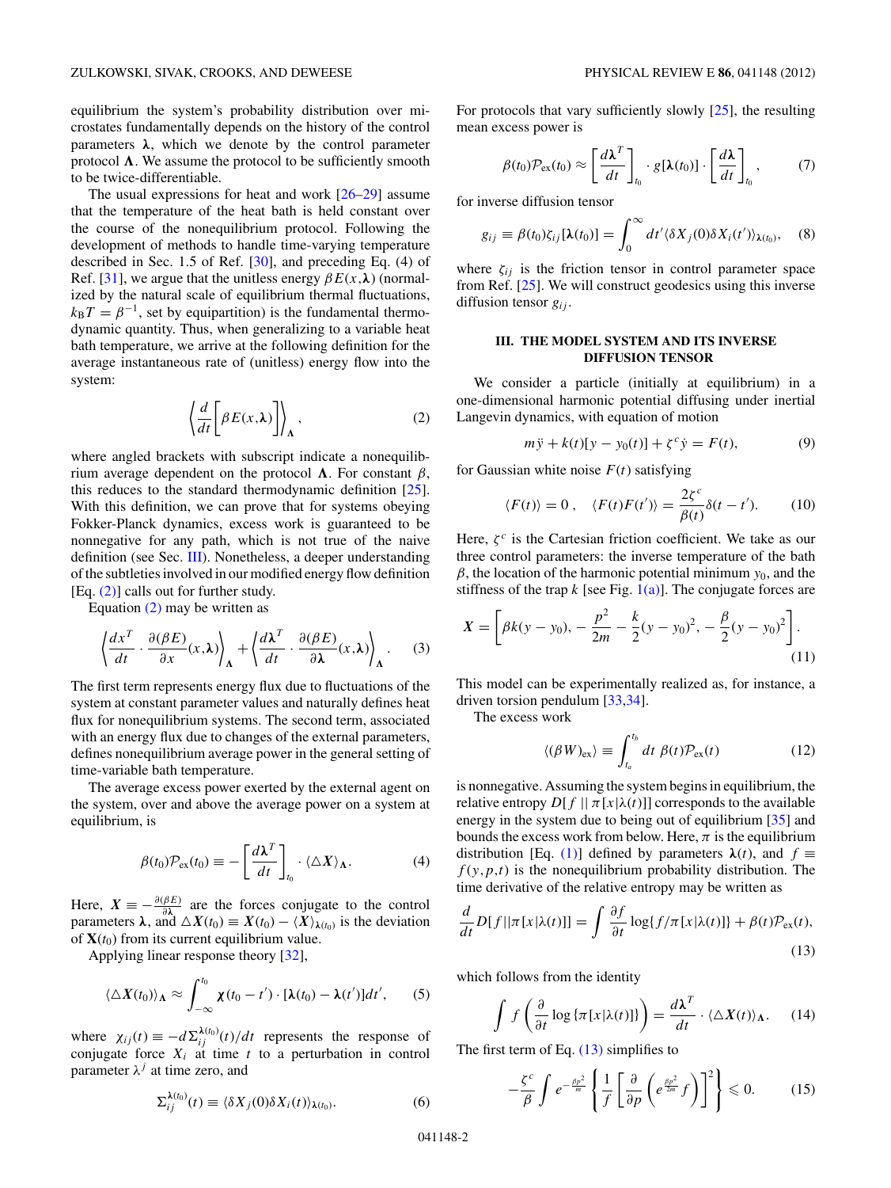equilibrium the system's probability distribution over microstates fundamentally depends on the history of the control parameters $\boldsymbol{\lambda}$, which we denote by the control parameter protocol $\boldsymbol{\Lambda}$. We assume the protocol to be sufficiently smooth to be twice-differentiable.

The usual expressions for heat and work [26–29] assume that the temperature of the heat bath is held constant over the course of the nonequilibrium protocol. Following the development of methods to handle time-varying temperature described in Sec. 1.5 of Ref. [30], and preceding Eq. (4) of Ref. [31], we argue that the unitless energy $\beta E(x,\boldsymbol{\lambda})$ (normalized by the natural scale of equilibrium thermal fluctuations, $k_{\mathrm{B}}T = \beta^{-1}$, set by equipartition) is the fundamental thermodynamic quantity. Thus, when generalizing to a variable heat bath temperature, we arrive at the following definition for the average instantaneous rate of (unitless) energy flow into the system:

$$\left\langle \frac{d}{dt}\left[\beta E(x,\boldsymbol{\lambda})\right]\right\rangle_{\boldsymbol{\Lambda}}, \tag{2}$$

where angled brackets with subscript indicate a nonequilibrium average dependent on the protocol $\boldsymbol{\Lambda}$. For constant $\beta$, this reduces to the standard thermodynamic definition [25]. With this definition, we can prove that for systems obeying Fokker-Planck dynamics, excess work is guaranteed to be nonnegative for any path, which is not true of the naive definition (see Sec. III). Nonetheless, a deeper understanding of the subtleties involved in our modified energy flow definition [Eq. (2)] calls out for further study.

Equation (2) may be written as

$$\left\langle \frac{dx^T}{dt}\cdot\frac{\partial(\beta E)}{\partial x}(x,\boldsymbol{\lambda})\right\rangle_{\boldsymbol{\Lambda}} + \left\langle \frac{d\boldsymbol{\lambda}^T}{dt}\cdot\frac{\partial(\beta E)}{\partial \boldsymbol{\lambda}}(x,\boldsymbol{\lambda})\right\rangle_{\boldsymbol{\Lambda}}. \tag{3}$$

The first term represents energy flux due to fluctuations of the system at constant parameter values and naturally defines heat flux for nonequilibrium systems. The second term, associated with an energy flux due to changes of the external parameters, defines nonequilibrium average power in the general setting of time-variable bath temperature.

The average excess power exerted by the external agent on the system, over and above the average power on a system at equilibrium, is

$$\beta(t_0)\mathcal{P}_{\mathrm{ex}}(t_0) \equiv -\left[\frac{d\boldsymbol{\lambda}^T}{dt}\right]_{t_0}\cdot\langle\triangle \boldsymbol{X}\rangle_{\boldsymbol{\Lambda}}. \tag{4}$$

Here, $\boldsymbol{X} \equiv -\frac{\partial(\beta E)}{\partial\boldsymbol{\lambda}}$ are the forces conjugate to the control parameters $\boldsymbol{\lambda}$, and $\triangle\boldsymbol{X}(t_0) \equiv \boldsymbol{X}(t_0) - \langle \boldsymbol{X}\rangle_{\boldsymbol{\lambda}(t_0)}$ is the deviation of $\mathbf{X}(t_0)$ from its current equilibrium value.

Applying linear response theory [32],

$$\langle\triangle \boldsymbol{X}(t_0)\rangle_{\boldsymbol{\Lambda}} \approx \int_{-\infty}^{t_0}\boldsymbol{\chi}(t_0-t')\cdot[\boldsymbol{\lambda}(t_0)-\boldsymbol{\lambda}(t')]dt', \tag{5}$$

where $\chi_{ij}(t) \equiv -d\Sigma_{ij}^{\boldsymbol{\lambda}(t_0)}(t)/dt$ represents the response of conjugate force $X_i$ at time $t$ to a perturbation in control parameter $\lambda^j$ at time zero, and

$$\Sigma_{ij}^{\boldsymbol{\lambda}(t_0)}(t) \equiv \langle \delta X_j(0)\delta X_i(t)\rangle_{\boldsymbol{\lambda}(t_0)}. \tag{6}$$

For protocols that vary sufficiently slowly [25], the resulting mean excess power is

$$\beta(t_0)\mathcal{P}_{\mathrm{ex}}(t_0) \approx \left[\frac{d\boldsymbol{\lambda}^T}{dt}\right]_{t_0}\cdot g[\boldsymbol{\lambda}(t_0)]\cdot\left[\frac{d\boldsymbol{\lambda}}{dt}\right]_{t_0}, \tag{7}$$

for inverse diffusion tensor

$$g_{ij} \equiv \beta(t_0)\zeta_{ij}[\boldsymbol{\lambda}(t_0)] = \int_0^\infty dt'\langle \delta X_j(0)\delta X_i(t')\rangle_{\boldsymbol{\lambda}(t_0)}, \tag{8}$$

where $\zeta_{ij}$ is the friction tensor in control parameter space from Ref. [25]. We will construct geodesics using this inverse diffusion tensor $g_{ij}$.

## III. THE MODEL SYSTEM AND ITS INVERSE DIFFUSION TENSOR

We consider a particle (initially at equilibrium) in a one-dimensional harmonic potential diffusing under inertial Langevin dynamics, with equation of motion

$$m\ddot{y} + k(t)[y - y_0(t)] + \zeta^c\dot{y} = F(t), \tag{9}$$

for Gaussian white noise $F(t)$ satisfying

$$\langle F(t)\rangle = 0\,,\quad \langle F(t)F(t')\rangle = \frac{2\zeta^c}{\beta(t)}\delta(t-t'). \tag{10}$$

Here, $\zeta^c$ is the Cartesian friction coefficient. We take as our three control parameters: the inverse temperature of the bath $\beta$, the location of the harmonic potential minimum $y_0$, and the stiffness of the trap $k$ [see Fig. 1(a)]. The conjugate forces are

$$\boldsymbol{X} = \left[\beta k(y-y_0),\, -\frac{p^2}{2m} - \frac{k}{2}(y-y_0)^2,\, -\frac{\beta}{2}(y-y_0)^2\right]. \tag{11}$$

This model can be experimentally realized as, for instance, a driven torsion pendulum [33,34].

The excess work

$$\langle(\beta W)_{\mathrm{ex}}\rangle \equiv \int_{t_a}^{t_b} dt\ \beta(t)\mathcal{P}_{\mathrm{ex}}(t) \tag{12}$$

is nonnegative. Assuming the system begins in equilibrium, the relative entropy $D[f\,||\,\pi[x|\lambda(t)]]$ corresponds to the available energy in the system due to being out of equilibrium [35] and bounds the excess work from below. Here, $\pi$ is the equilibrium distribution [Eq. (1)] defined by parameters $\boldsymbol{\lambda}(t)$, and $f \equiv f(y,p,t)$ is the nonequilibrium probability distribution. The time derivative of the relative entropy may be written as

$$\frac{d}{dt}D[f||\pi[x|\lambda(t)]] = \int \frac{\partial f}{\partial t}\log\{f/\pi[x|\lambda(t)]\} + \beta(t)\mathcal{P}_{\mathrm{ex}}(t), \tag{13}$$

which follows from the identity

$$\int f\left(\frac{\partial}{\partial t}\log\{\pi[x|\lambda(t)]\}\right) = \frac{d\boldsymbol{\lambda}^T}{dt}\cdot\langle\triangle\boldsymbol{X}(t)\rangle_{\boldsymbol{\Lambda}}. \tag{14}$$

The first term of Eq. (13) simplifies to

$$-\frac{\zeta^c}{\beta}\int e^{-\frac{\beta p^2}{m}}\left\{\frac{1}{f}\left[\frac{\partial}{\partial p}\left(e^{\frac{\beta p^2}{2m}}f\right)\right]^2\right\} \leqslant 0. \tag{15}$$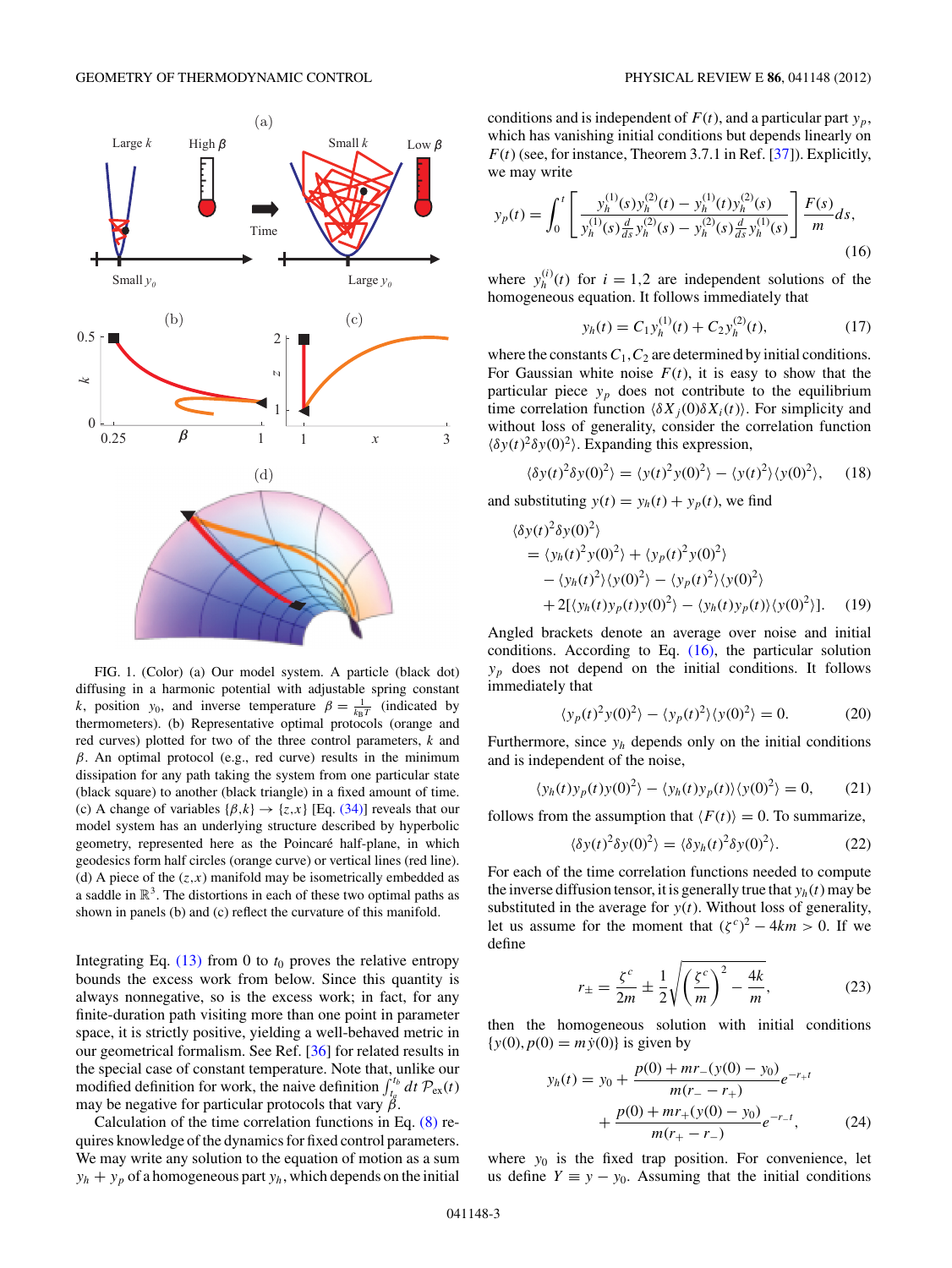FIG. 1. (Color) (a) Our model system. A particle (black dot) diffusing in a harmonic potential with adjustable spring constant $k$, position $y_0$, and inverse temperature $\beta = \frac{1}{k_B T}$ (indicated by thermometers). (b) Representative optimal protocols (orange and red curves) plotted for two of the three control parameters, $k$ and $\beta$. An optimal protocol (e.g., red curve) results in the minimum dissipation for any path taking the system from one particular state (black square) to another (black triangle) in a fixed amount of time. (c) A change of variables $\{\beta,k\} \to \{z,x\}$ [Eq. (34)] reveals that our model system has an underlying structure described by hyperbolic geometry, represented here as the Poincaré half-plane, in which geodesics form half circles (orange curve) or vertical lines (red line). (d) A piece of the $(z,x)$ manifold may be isometrically embedded as a saddle in $\mathbb{R}^3$. The distortions in each of these two optimal paths as shown in panels (b) and (c) reflect the curvature of this manifold.

Integrating Eq. (13) from 0 to $t_0$ proves the relative entropy bounds the excess work from below. Since this quantity is always nonnegative, so is the excess work; in fact, for any finite-duration path visiting more than one point in parameter space, it is strictly positive, yielding a well-behaved metric in our geometrical formalism. See Ref. [36] for related results in the special case of constant temperature. Note that, unlike our modified definition for work, the naive definition $\int_{t_a}^{t_b} dt\, \mathcal{P}_{\rm ex}(t)$ may be negative for particular protocols that vary $\beta$.

Calculation of the time correlation functions in Eq. (8) requires knowledge of the dynamics for fixed control parameters. We may write any solution to the equation of motion as a sum $y_h + y_p$ of a homogeneous part $y_h$, which depends on the initial conditions and is independent of $F(t)$, and a particular part $y_p$, which has vanishing initial conditions but depends linearly on $F(t)$ (see, for instance, Theorem 3.7.1 in Ref. [37]). Explicitly, we may write

$$y_p(t) = \int_0^t \left[ \frac{y_h^{(1)}(s) y_h^{(2)}(t) - y_h^{(1)}(t) y_h^{(2)}(s)}{y_h^{(1)}(s) \frac{d}{ds} y_h^{(2)}(s) - y_h^{(2)}(s) \frac{d}{ds} y_h^{(1)}(s)} \right] \frac{F(s)}{m} ds, \tag{16}$$

where $y_h^{(i)}(t)$ for $i = 1,2$ are independent solutions of the homogeneous equation. It follows immediately that

$$y_h(t) = C_1 y_h^{(1)}(t) + C_2 y_h^{(2)}(t), \tag{17}$$

where the constants $C_1, C_2$ are determined by initial conditions. For Gaussian white noise $F(t)$, it is easy to show that the particular piece $y_p$ does not contribute to the equilibrium time correlation function $\langle \delta X_j(0) \delta X_i(t) \rangle$. For simplicity and without loss of generality, consider the correlation function $\langle \delta y(t)^2 \delta y(0)^2 \rangle$. Expanding this expression,

$$\langle \delta y(t)^2 \delta y(0)^2 \rangle = \langle y(t)^2 y(0)^2 \rangle - \langle y(t)^2 \rangle \langle y(0)^2 \rangle, \tag{18}$$

and substituting $y(t) = y_h(t) + y_p(t)$, we find

$$\begin{aligned} &\langle \delta y(t)^2 \delta y(0)^2 \rangle \\ &\quad = \langle y_h(t)^2 y(0)^2 \rangle + \langle y_p(t)^2 y(0)^2 \rangle \\ &\qquad - \langle y_h(t)^2 \rangle \langle y(0)^2 \rangle - \langle y_p(t)^2 \rangle \langle y(0)^2 \rangle \\ &\qquad + 2[\langle y_h(t) y_p(t) y(0)^2 \rangle - \langle y_h(t) y_p(t) \rangle \langle y(0)^2 \rangle]. \end{aligned} \tag{19}$$

Angled brackets denote an average over noise and initial conditions. According to Eq. (16), the particular solution $y_p$ does not depend on the initial conditions. It follows immediately that

$$\langle y_p(t)^2 y(0)^2 \rangle - \langle y_p(t)^2 \rangle \langle y(0)^2 \rangle = 0. \tag{20}$$

Furthermore, since $y_h$ depends only on the initial conditions and is independent of the noise,

$$\langle y_h(t) y_p(t) y(0)^2 \rangle - \langle y_h(t) y_p(t) \rangle \langle y(0)^2 \rangle = 0, \tag{21}$$

follows from the assumption that $\langle F(t) \rangle = 0$. To summarize,

$$\langle \delta y(t)^2 \delta y(0)^2 \rangle = \langle \delta y_h(t)^2 \delta y(0)^2 \rangle. \tag{22}$$

For each of the time correlation functions needed to compute the inverse diffusion tensor, it is generally true that $y_h(t)$ may be substituted in the average for $y(t)$. Without loss of generality, let us assume for the moment that $(\zeta^c)^2 - 4km > 0$. If we define

$$r_\pm = \frac{\zeta^c}{2m} \pm \frac{1}{2} \sqrt{\left( \frac{\zeta^c}{m} \right)^2 - \frac{4k}{m}}, \tag{23}$$

then the homogeneous solution with initial conditions $\{y(0), p(0) = m\dot{y}(0)\}$ is given by

$$\begin{aligned} y_h(t) = y_0 &+ \frac{p(0) + m r_-(y(0) - y_0)}{m(r_- - r_+)} e^{-r_+ t} \\ &+ \frac{p(0) + m r_+(y(0) - y_0)}{m(r_+ - r_-)} e^{-r_- t}, \end{aligned} \tag{24}$$

where $y_0$ is the fixed trap position. For convenience, let us define $Y \equiv y - y_0$. Assuming that the initial conditions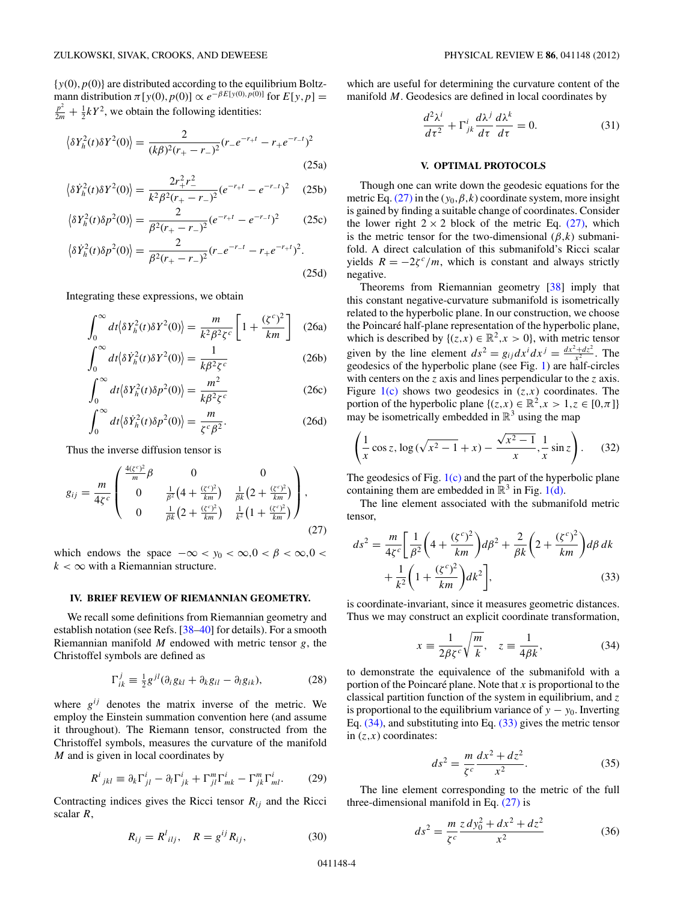$\{y(0),p(0)\}$ are distributed according to the equilibrium Boltzmann distribution $\pi[y(0),p(0)] \propto e^{-\beta E[y(0),p(0)]}$ for $E[y,p] = \frac{p^2}{2m} + \frac{1}{2}kY^2$, we obtain the following identities:

$$\left\langle \delta Y_h^2(t)\delta Y^2(0)\right\rangle = \frac{2}{(k\beta)^2(r_+ - r_-)^2}(r_- e^{-r_+ t} - r_+ e^{-r_- t})^2 \tag{25a}$$

$$\left\langle \delta \dot{Y}_h^2(t)\delta Y^2(0)\right\rangle = \frac{2r_+^2 r_-^2}{k^2\beta^2(r_+ - r_-)^2}(e^{-r_+ t} - e^{-r_- t})^2 \tag{25b}$$

$$\left\langle \delta Y_h^2(t)\delta p^2(0)\right\rangle = \frac{2}{\beta^2(r_+ - r_-)^2}(e^{-r_+ t} - e^{-r_- t})^2 \tag{25c}$$

$$\left\langle \delta \dot{Y}_h^2(t)\delta p^2(0)\right\rangle = \frac{2}{\beta^2(r_+ - r_-)^2}(r_- e^{-r_- t} - r_+ e^{-r_+ t})^2. \tag{25d}$$

Integrating these expressions, we obtain

$$\int_0^\infty dt\left\langle \delta Y_h^2(t)\delta Y^2(0)\right\rangle = \frac{m}{k^2\beta^2\zeta^c}\left[1 + \frac{(\zeta^c)^2}{km}\right] \tag{26a}$$

$$\int_0^\infty dt\left\langle \delta \dot{Y}_h^2(t)\delta Y^2(0)\right\rangle = \frac{1}{k\beta^2\zeta^c} \tag{26b}$$

$$\int_0^\infty dt\left\langle \delta Y_h^2(t)\delta p^2(0)\right\rangle = \frac{m^2}{k\beta^2\zeta^c} \tag{26c}$$

$$\int_0^\infty dt\left\langle \delta \dot{Y}_h^2(t)\delta p^2(0)\right\rangle = \frac{m}{\zeta^c\beta^2}. \tag{26d}$$

Thus the inverse diffusion tensor is

$$g_{ij} = \frac{m}{4\zeta^c}\begin{pmatrix} \frac{4(\zeta^c)^2}{m}\beta & 0 & 0 \\ 0 & \frac{1}{\beta^2}\left(4 + \frac{(\zeta^c)^2}{km}\right) & \frac{1}{\beta k}\left(2 + \frac{(\zeta^c)^2}{km}\right) \\ 0 & \frac{1}{\beta k}\left(2 + \frac{(\zeta^c)^2}{km}\right) & \frac{1}{k^2}\left(1 + \frac{(\zeta^c)^2}{km}\right) \end{pmatrix}, \tag{27}$$

which endows the space $-\infty < y_0 < \infty, 0 < \beta < \infty, 0 < k < \infty$ with a Riemannian structure.

## IV. BRIEF REVIEW OF RIEMANNIAN GEOMETRY.

We recall some definitions from Riemannian geometry and establish notation (see Refs. [38–40] for details). For a smooth Riemannian manifold $M$ endowed with metric tensor $g$, the Christoffel symbols are defined as

$$\Gamma^j_{ik} \equiv \tfrac{1}{2}g^{jl}(\partial_i g_{kl} + \partial_k g_{il} - \partial_l g_{ik}), \tag{28}$$

where $g^{ij}$ denotes the matrix inverse of the metric. We employ the Einstein summation convention here (and assume it throughout). The Riemann tensor, constructed from the Christoffel symbols, measures the curvature of the manifold $M$ and is given in local coordinates by

$$R^i{}_{jkl} \equiv \partial_k\Gamma^i_{jl} - \partial_l\Gamma^i_{jk} + \Gamma^m_{jl}\Gamma^i_{mk} - \Gamma^m_{jk}\Gamma^i_{ml}. \tag{29}$$

Contracting indices gives the Ricci tensor $R_{ij}$ and the Ricci scalar $R$,

$$R_{ij} = R^l{}_{ilj}, \quad R = g^{ij}R_{ij}, \tag{30}$$

which are useful for determining the curvature content of the manifold $M$. Geodesics are defined in local coordinates by

$$\frac{d^2\lambda^i}{d\tau^2} + \Gamma^i_{jk}\frac{d\lambda^j}{d\tau}\frac{d\lambda^k}{d\tau} = 0. \tag{31}$$

## V. OPTIMAL PROTOCOLS

Though one can write down the geodesic equations for the metric Eq. (27) in the $(y_0,\beta,k)$ coordinate system, more insight is gained by finding a suitable change of coordinates. Consider the lower right $2\times 2$ block of the metric Eq. (27), which is the metric tensor for the two-dimensional $(\beta,k)$ submanifold. A direct calculation of this submanifold's Ricci scalar yields $R = -2\zeta^c/m$, which is constant and always strictly negative.

Theorems from Riemannian geometry [38] imply that this constant negative-curvature submanifold is isometrically related to the hyperbolic plane. In our construction, we choose the Poincaré half-plane representation of the hyperbolic plane, which is described by $\{(z,x) \in \mathbb{R}^2, x > 0\}$, with metric tensor given by the line element $ds^2 = g_{ij}dx^i dx^j = \frac{dx^2 + dz^2}{x^2}$. The geodesics of the hyperbolic plane (see Fig. 1) are half-circles with centers on the $z$ axis and lines perpendicular to the $z$ axis. Figure 1(c) shows two geodesics in $(z,x)$ coordinates. The portion of the hyperbolic plane $\{(z,x) \in \mathbb{R}^2, x > 1, z \in [0,\pi]\}$ may be isometrically embedded in $\mathbb{R}^3$ using the map

$$\left(\frac{1}{x}\cos z, \log(\sqrt{x^2 - 1} + x) - \frac{\sqrt{x^2 - 1}}{x}, \frac{1}{x}\sin z\right). \tag{32}$$

The geodesics of Fig. 1(c) and the part of the hyperbolic plane containing them are embedded in $\mathbb{R}^3$ in Fig. 1(d).

The line element associated with the submanifold metric tensor,

$$ds^2 = \frac{m}{4\zeta^c}\left[\frac{1}{\beta^2}\left(4 + \frac{(\zeta^c)^2}{km}\right)d\beta^2 + \frac{2}{\beta k}\left(2 + \frac{(\zeta^c)^2}{km}\right)d\beta\, dk + \frac{1}{k^2}\left(1 + \frac{(\zeta^c)^2}{km}\right)dk^2\right], \tag{33}$$

is coordinate-invariant, since it measures geometric distances. Thus we may construct an explicit coordinate transformation,

$$x \equiv \frac{1}{2\beta\zeta^c}\sqrt{\frac{m}{k}}, \quad z \equiv \frac{1}{4\beta k}, \tag{34}$$

to demonstrate the equivalence of the submanifold with a portion of the Poincaré plane. Note that $x$ is proportional to the classical partition function of the system in equilibrium, and $z$ is proportional to the equilibrium variance of $y - y_0$. Inverting Eq. (34), and substituting into Eq. (33) gives the metric tensor in $(z,x)$ coordinates:

$$ds^2 = \frac{m}{\zeta^c}\frac{dx^2 + dz^2}{x^2}. \tag{35}$$

The line element corresponding to the metric of the full three-dimensional manifold in Eq. (27) is

$$ds^2 = \frac{m}{\zeta^c}\frac{z\,dy_0^2 + dx^2 + dz^2}{x^2} \tag{36}$$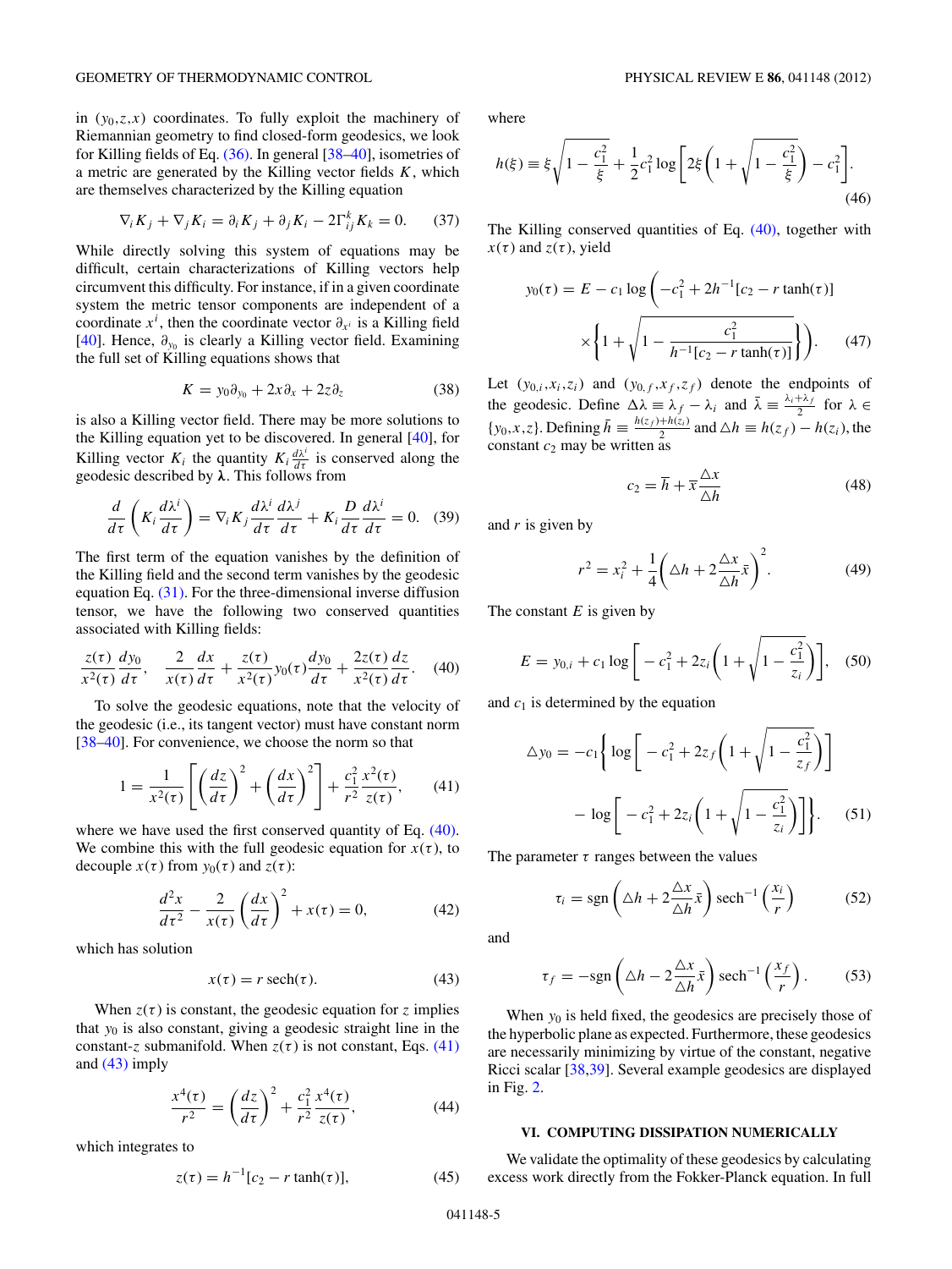in $(y_0,z,x)$ coordinates. To fully exploit the machinery of Riemannian geometry to find closed-form geodesics, we look for Killing fields of Eq. (36). In general [38–40], isometries of a metric are generated by the Killing vector fields $K$, which are themselves characterized by the Killing equation

$$\nabla_i K_j + \nabla_j K_i = \partial_i K_j + \partial_j K_i - 2\Gamma^k_{ij} K_k = 0. \tag{37}$$

While directly solving this system of equations may be difficult, certain characterizations of Killing vectors help circumvent this difficulty. For instance, if in a given coordinate system the metric tensor components are independent of a coordinate $x^i$, then the coordinate vector $\partial_{x^i}$ is a Killing field [40]. Hence, $\partial_{y_0}$ is clearly a Killing vector field. Examining the full set of Killing equations shows that

$$K = y_0 \partial_{y_0} + 2x\partial_x + 2z\partial_z \tag{38}$$

is also a Killing vector field. There may be more solutions to the Killing equation yet to be discovered. In general [40], for Killing vector $K_i$ the quantity $K_i \frac{d\lambda^i}{d\tau}$ is conserved along the geodesic described by $\boldsymbol{\lambda}$. This follows from

$$\frac{d}{d\tau}\left(K_i \frac{d\lambda^i}{d\tau}\right) = \nabla_i K_j \frac{d\lambda^i}{d\tau}\frac{d\lambda^j}{d\tau} + K_i \frac{D}{d\tau}\frac{d\lambda^i}{d\tau} = 0. \tag{39}$$

The first term of the equation vanishes by the definition of the Killing field and the second term vanishes by the geodesic equation Eq. (31). For the three-dimensional inverse diffusion tensor, we have the following two conserved quantities associated with Killing fields:

$$\frac{z(\tau)}{x^2(\tau)}\frac{dy_0}{d\tau}, \quad \frac{2}{x(\tau)}\frac{dx}{d\tau} + \frac{z(\tau)}{x^2(\tau)} y_0(\tau)\frac{dy_0}{d\tau} + \frac{2z(\tau)}{x^2(\tau)}\frac{dz}{d\tau}. \tag{40}$$

To solve the geodesic equations, note that the velocity of the geodesic (i.e., its tangent vector) must have constant norm [38–40]. For convenience, we choose the norm so that

$$1 = \frac{1}{x^2(\tau)}\left[\left(\frac{dz}{d\tau}\right)^2 + \left(\frac{dx}{d\tau}\right)^2\right] + \frac{c_1^2}{r^2}\frac{x^2(\tau)}{z(\tau)}, \tag{41}$$

where we have used the first conserved quantity of Eq. (40). We combine this with the full geodesic equation for $x(\tau)$, to decouple $x(\tau)$ from $y_0(\tau)$ and $z(\tau)$:

$$\frac{d^2x}{d\tau^2} - \frac{2}{x(\tau)}\left(\frac{dx}{d\tau}\right)^2 + x(\tau) = 0, \tag{42}$$

which has solution

$$x(\tau) = r\,\mathrm{sech}(\tau). \tag{43}$$

When $z(\tau)$ is constant, the geodesic equation for $z$ implies that $y_0$ is also constant, giving a geodesic straight line in the constant-$z$ submanifold. When $z(\tau)$ is not constant, Eqs. (41) and (43) imply

$$\frac{x^4(\tau)}{r^2} = \left(\frac{dz}{d\tau}\right)^2 + \frac{c_1^2}{r^2}\frac{x^4(\tau)}{z(\tau)}, \tag{44}$$

which integrates to

$$z(\tau) = h^{-1}[c_2 - r\tanh(\tau)], \tag{45}$$

where

$$h(\xi) \equiv \xi\sqrt{1 - \frac{c_1^2}{\xi}} + \frac{1}{2}c_1^2 \log\left[2\xi\left(1 + \sqrt{1 - \frac{c_1^2}{\xi}}\right) - c_1^2\right]. \tag{46}$$

The Killing conserved quantities of Eq. (40), together with $x(\tau)$ and $z(\tau)$, yield

$$y_0(\tau) = E - c_1 \log\left(-c_1^2 + 2h^{-1}[c_2 - r\tanh(\tau)] \times\left\{1 + \sqrt{1 - \frac{c_1^2}{h^{-1}[c_2 - r\tanh(\tau)]}}\right\}\right). \tag{47}$$

Let $(y_{0,i},x_i,z_i)$ and $(y_{0,f},x_f,z_f)$ denote the endpoints of the geodesic. Define $\Delta\lambda \equiv \lambda_f - \lambda_i$ and $\bar{\lambda} \equiv \frac{\lambda_i + \lambda_f}{2}$ for $\lambda \in \{y_0,x,z\}$. Defining $\bar{h} \equiv \frac{h(z_f)+h(z_i)}{2}$ and $\Delta h \equiv h(z_f) - h(z_i)$, the constant $c_2$ may be written as

$$c_2 = \bar{h} + \bar{x}\frac{\Delta x}{\Delta h} \tag{48}$$

and $r$ is given by

$$r^2 = x_i^2 + \frac{1}{4}\left(\Delta h + 2\frac{\Delta x}{\Delta h}\bar{x}\right)^2. \tag{49}$$

The constant $E$ is given by

$$E = y_{0,i} + c_1 \log\left[-c_1^2 + 2z_i\left(1 + \sqrt{1 - \frac{c_1^2}{z_i}}\right)\right], \tag{50}$$

and $c_1$ is determined by the equation

$$\Delta y_0 = -c_1\left\{\log\left[-c_1^2 + 2z_f\left(1 + \sqrt{1 - \frac{c_1^2}{z_f}}\right)\right] - \log\left[-c_1^2 + 2z_i\left(1 + \sqrt{1 - \frac{c_1^2}{z_i}}\right)\right]\right\}. \tag{51}$$

The parameter $\tau$ ranges between the values

$$\tau_i = \mathrm{sgn}\left(\Delta h + 2\frac{\Delta x}{\Delta h}\bar{x}\right)\mathrm{sech}^{-1}\left(\frac{x_i}{r}\right) \tag{52}$$

and

$$\tau_f = -\mathrm{sgn}\left(\Delta h - 2\frac{\Delta x}{\Delta h}\bar{x}\right)\mathrm{sech}^{-1}\left(\frac{x_f}{r}\right). \tag{53}$$

When $y_0$ is held fixed, the geodesics are precisely those of the hyperbolic plane as expected. Furthermore, these geodesics are necessarily minimizing by virtue of the constant, negative Ricci scalar [38,39]. Several example geodesics are displayed in Fig. 2.

## VI. COMPUTING DISSIPATION NUMERICALLY

We validate the optimality of these geodesics by calculating excess work directly from the Fokker-Planck equation. In full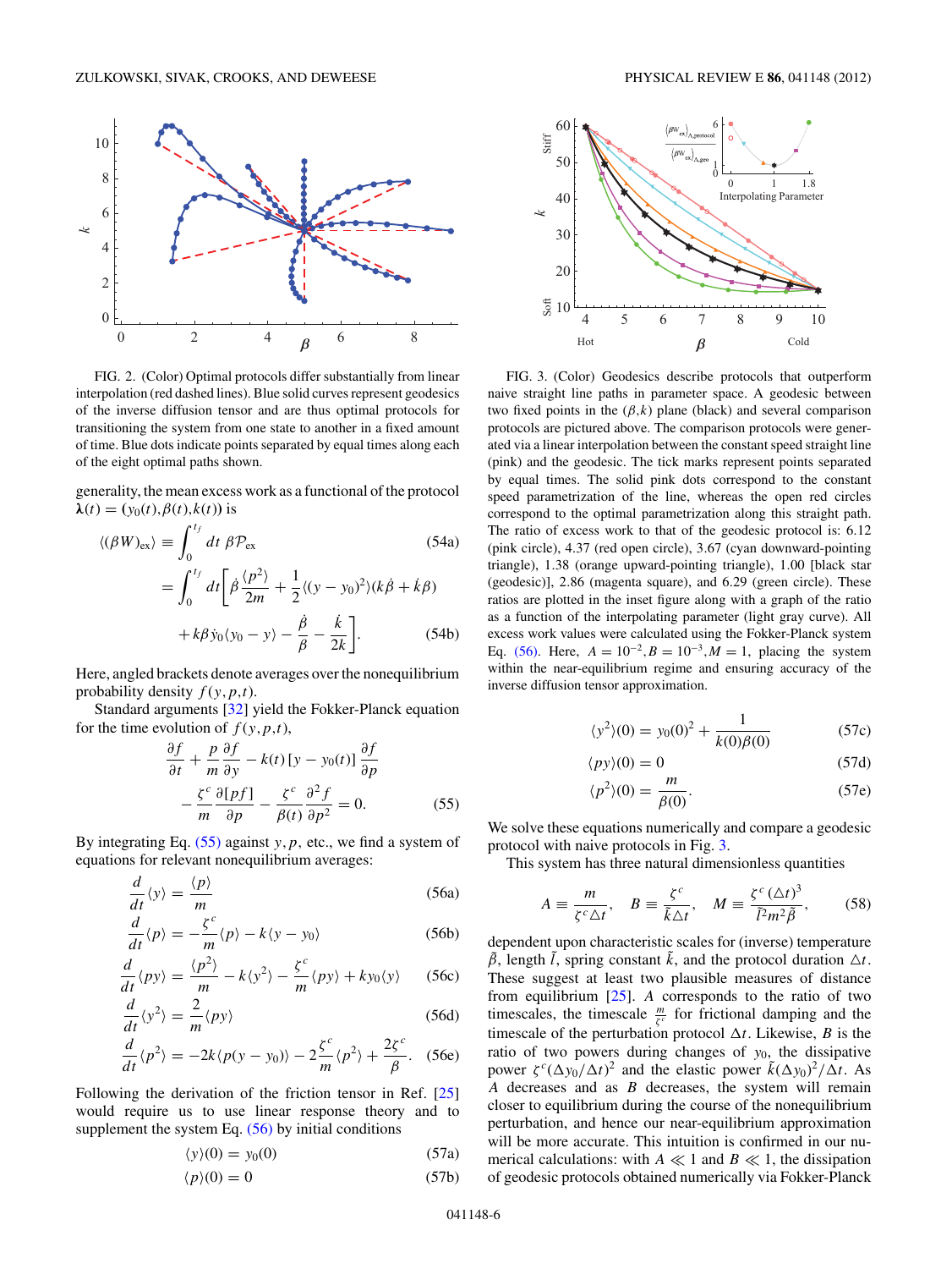FIG. 2. (Color) Optimal protocols differ substantially from linear interpolation (red dashed lines). Blue solid curves represent geodesics of the inverse diffusion tensor and are thus optimal protocols for transitioning the system from one state to another in a fixed amount of time. Blue dots indicate points separated by equal times along each of the eight optimal paths shown.

FIG. 3. (Color) Geodesics describe protocols that outperform naive straight line paths in parameter space. A geodesic between two fixed points in the $(\beta,k)$ plane (black) and several comparison protocols are pictured above. The comparison protocols were generated via a linear interpolation between the constant speed straight line (pink) and the geodesic. The tick marks represent points separated by equal times. The solid pink dots correspond to the constant speed parametrization of the line, whereas the open red circles correspond to the optimal parametrization along this straight path. The ratio of excess work to that of the geodesic protocol is: 6.12 (pink circle), 4.37 (red open circle), 3.67 (cyan downward-pointing triangle), 1.38 (orange upward-pointing triangle), 1.00 [black star (geodesic)], 2.86 (magenta square), and 6.29 (green circle). These ratios are plotted in the inset figure along with a graph of the ratio as a function of the interpolating parameter (light gray curve). All excess work values were calculated using the Fokker-Planck system Eq. (56). Here, $A = 10^{-2}, B = 10^{-3}, M = 1$, placing the system within the near-equilibrium regime and ensuring accuracy of the inverse diffusion tensor approximation.

generality, the mean excess work as a functional of the protocol $\boldsymbol{\lambda}(t) = (y_0(t),\beta(t),k(t))$ is

$$\langle(\beta W)_{\rm ex}\rangle \equiv \int_0^{t_f} dt\ \beta\mathcal{P}_{\rm ex} \tag{54a}$$

$$= \int_0^{t_f} dt\bigg[\dot\beta\frac{\langle p^2\rangle}{2m} + \frac{1}{2}\langle(y-y_0)^2\rangle(k\dot\beta + \dot k\beta) + k\beta\dot y_0\langle y_0 - y\rangle - \frac{\dot\beta}{\beta} - \frac{\dot k}{2k}\bigg]. \tag{54b}$$

Here, angled brackets denote averages over the nonequilibrium probability density $f(y,p,t)$.

Standard arguments [32] yield the Fokker-Planck equation for the time evolution of $f(y,p,t)$,

$$\frac{\partial f}{\partial t} + \frac{p}{m}\frac{\partial f}{\partial y} - k(t)\left[y - y_0(t)\right]\frac{\partial f}{\partial p} - \frac{\zeta^c}{m}\frac{\partial[pf]}{\partial p} - \frac{\zeta^c}{\beta(t)}\frac{\partial^2 f}{\partial p^2} = 0. \tag{55}$$

By integrating Eq. (55) against $y, p$, etc., we find a system of equations for relevant nonequilibrium averages:

$$\frac{d}{dt}\langle y\rangle = \frac{\langle p\rangle}{m} \tag{56a}$$

$$\frac{d}{dt}\langle p\rangle = -\frac{\zeta^c}{m}\langle p\rangle - k\langle y - y_0\rangle \tag{56b}$$

$$\frac{d}{dt}\langle py\rangle = \frac{\langle p^2\rangle}{m} - k\langle y^2\rangle - \frac{\zeta^c}{m}\langle py\rangle + ky_0\langle y\rangle \tag{56c}$$

$$\frac{d}{dt}\langle y^2\rangle = \frac{2}{m}\langle py\rangle \tag{56d}$$

$$\frac{d}{dt}\langle p^2\rangle = -2k\langle p(y-y_0)\rangle - 2\frac{\zeta^c}{m}\langle p^2\rangle + \frac{2\zeta^c}{\beta}. \tag{56e}$$

Following the derivation of the friction tensor in Ref. [25] would require us to use linear response theory and to supplement the system Eq. (56) by initial conditions

$$\langle y\rangle(0) = y_0(0) \tag{57a}$$

$$\langle p\rangle(0) = 0 \tag{57b}$$

$$\langle y^2\rangle(0) = y_0(0)^2 + \frac{1}{k(0)\beta(0)} \tag{57c}$$

$$\langle py\rangle(0) = 0 \tag{57d}$$

$$\langle p^2\rangle(0) = \frac{m}{\beta(0)}. \tag{57e}$$

We solve these equations numerically and compare a geodesic protocol with naive protocols in Fig. 3.

This system has three natural dimensionless quantities

$$A \equiv \frac{m}{\zeta^c\Delta t},\quad B \equiv \frac{\zeta^c}{\tilde k\Delta t},\quad M \equiv \frac{\zeta^c(\Delta t)^3}{\tilde l^2 m^2\tilde\beta}, \tag{58}$$

dependent upon characteristic scales for (inverse) temperature $\tilde\beta$, length $\tilde l$, spring constant $\tilde k$, and the protocol duration $\Delta t$. These suggest at least two plausible measures of distance from equilibrium [25]. $A$ corresponds to the ratio of two timescales, the timescale $\frac{m}{\zeta^c}$ for frictional damping and the timescale of the perturbation protocol $\Delta t$. Likewise, $B$ is the ratio of two powers during changes of $y_0$, the dissipative power $\zeta^c(\Delta y_0/\Delta t)^2$ and the elastic power $\tilde k(\Delta y_0)^2/\Delta t$. As $A$ decreases and as $B$ decreases, the system will remain closer to equilibrium during the course of the nonequilibrium perturbation, and hence our near-equilibrium approximation will be more accurate. This intuition is confirmed in our numerical calculations: with $A \ll 1$ and $B \ll 1$, the dissipation of geodesic protocols obtained numerically via Fokker-Planck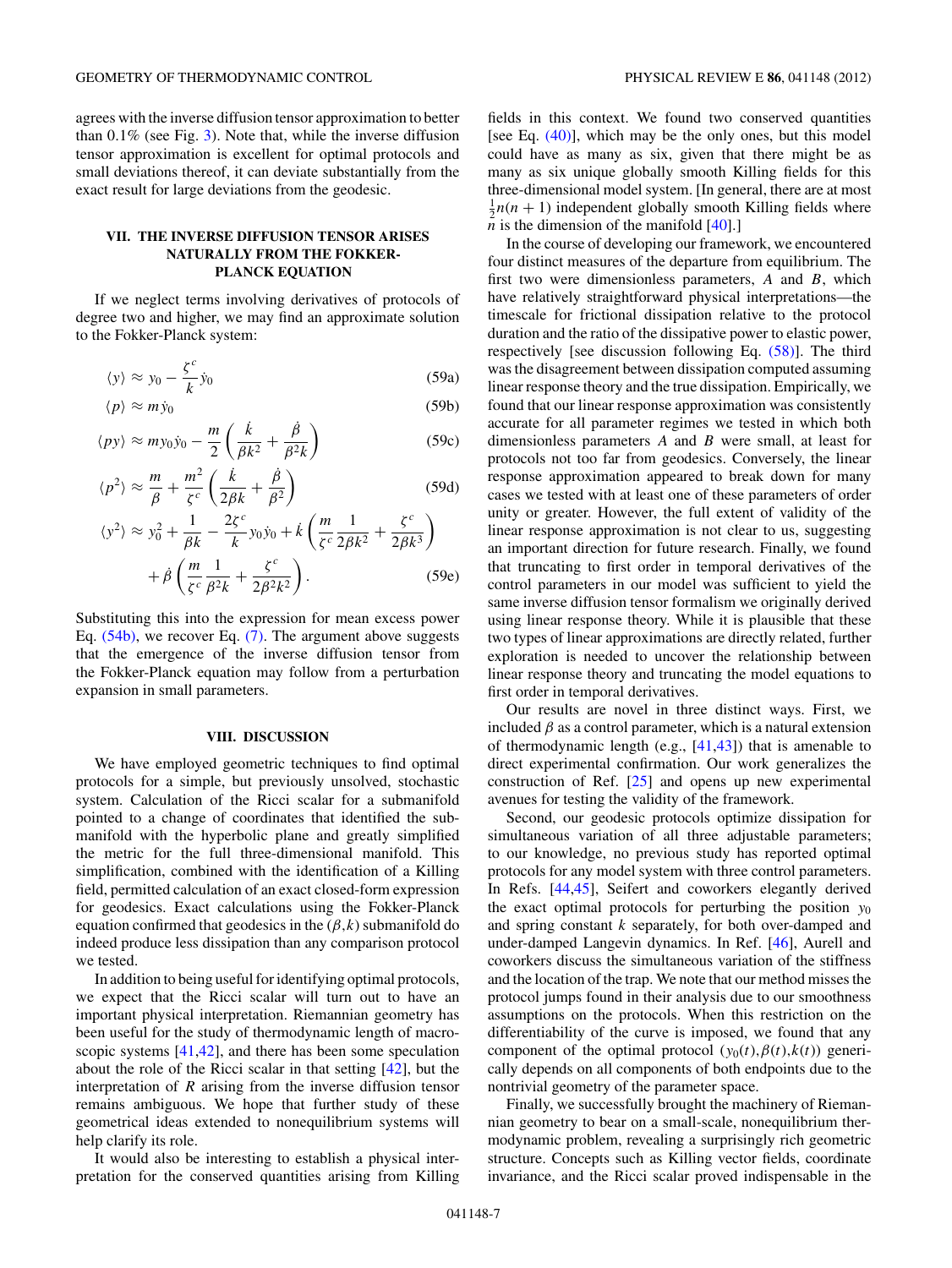agrees with the inverse diffusion tensor approximation to better than 0.1% (see Fig. 3). Note that, while the inverse diffusion tensor approximation is excellent for optimal protocols and small deviations thereof, it can deviate substantially from the exact result for large deviations from the geodesic.

## VII. THE INVERSE DIFFUSION TENSOR ARISES NATURALLY FROM THE FOKKER-PLANCK EQUATION

If we neglect terms involving derivatives of protocols of degree two and higher, we may find an approximate solution to the Fokker-Planck system:

$$\langle y \rangle \approx y_0 - \frac{\zeta^c}{k}\dot{y}_0 \tag{59a}$$

$$\langle p \rangle \approx m\dot{y}_0 \tag{59b}$$

$$\langle py \rangle \approx m y_0 \dot{y}_0 - \frac{m}{2}\left(\frac{\dot{k}}{\beta k^2} + \frac{\dot{\beta}}{\beta^2 k}\right) \tag{59c}$$

$$\langle p^2 \rangle \approx \frac{m}{\beta} + \frac{m^2}{\zeta^c}\left(\frac{\dot{k}}{2\beta k} + \frac{\dot{\beta}}{\beta^2}\right) \tag{59d}$$

$$\langle y^2 \rangle \approx y_0^2 + \frac{1}{\beta k} - \frac{2\zeta^c}{k} y_0 \dot{y}_0 + \dot{k}\left(\frac{m}{\zeta^c}\frac{1}{2\beta k^2} + \frac{\zeta^c}{2\beta k^3}\right) + \dot{\beta}\left(\frac{m}{\zeta^c}\frac{1}{\beta^2 k} + \frac{\zeta^c}{2\beta^2 k^2}\right). \tag{59e}$$

Substituting this into the expression for mean excess power Eq. (54b), we recover Eq. (7). The argument above suggests that the emergence of the inverse diffusion tensor from the Fokker-Planck equation may follow from a perturbation expansion in small parameters.

## VIII. DISCUSSION

We have employed geometric techniques to find optimal protocols for a simple, but previously unsolved, stochastic system. Calculation of the Ricci scalar for a submanifold pointed to a change of coordinates that identified the submanifold with the hyperbolic plane and greatly simplified the metric for the full three-dimensional manifold. This simplification, combined with the identification of a Killing field, permitted calculation of an exact closed-form expression for geodesics. Exact calculations using the Fokker-Planck equation confirmed that geodesics in the $(\beta,k)$ submanifold do indeed produce less dissipation than any comparison protocol we tested.

In addition to being useful for identifying optimal protocols, we expect that the Ricci scalar will turn out to have an important physical interpretation. Riemannian geometry has been useful for the study of thermodynamic length of macroscopic systems [41,42], and there has been some speculation about the role of the Ricci scalar in that setting [42], but the interpretation of $R$ arising from the inverse diffusion tensor remains ambiguous. We hope that further study of these geometrical ideas extended to nonequilibrium systems will help clarify its role.

It would also be interesting to establish a physical interpretation for the conserved quantities arising from Killing fields in this context. We found two conserved quantities [see Eq. (40)], which may be the only ones, but this model could have as many as six, given that there might be as many as six unique globally smooth Killing fields for this three-dimensional model system. [In general, there are at most $\frac{1}{2}n(n+1)$ independent globally smooth Killing fields where $n$ is the dimension of the manifold [40].]

In the course of developing our framework, we encountered four distinct measures of the departure from equilibrium. The first two were dimensionless parameters, $A$ and $B$, which have relatively straightforward physical interpretations—the timescale for frictional dissipation relative to the protocol duration and the ratio of the dissipative power to elastic power, respectively [see discussion following Eq. (58)]. The third was the disagreement between dissipation computed assuming linear response theory and the true dissipation. Empirically, we found that our linear response approximation was consistently accurate for all parameter regimes we tested in which both dimensionless parameters $A$ and $B$ were small, at least for protocols not too far from geodesics. Conversely, the linear response approximation appeared to break down for many cases we tested with at least one of these parameters of order unity or greater. However, the full extent of validity of the linear response approximation is not clear to us, suggesting an important direction for future research. Finally, we found that truncating to first order in temporal derivatives of the control parameters in our model was sufficient to yield the same inverse diffusion tensor formalism we originally derived using linear response theory. While it is plausible that these two types of linear approximations are directly related, further exploration is needed to uncover the relationship between linear response theory and truncating the model equations to first order in temporal derivatives.

Our results are novel in three distinct ways. First, we included $\beta$ as a control parameter, which is a natural extension of thermodynamic length (e.g., [41,43]) that is amenable to direct experimental confirmation. Our work generalizes the construction of Ref. [25] and opens up new experimental avenues for testing the validity of the framework.

Second, our geodesic protocols optimize dissipation for simultaneous variation of all three adjustable parameters; to our knowledge, no previous study has reported optimal protocols for any model system with three control parameters. In Refs. [44,45], Seifert and coworkers elegantly derived the exact optimal protocols for perturbing the position $y_0$ and spring constant $k$ separately, for both over-damped and under-damped Langevin dynamics. In Ref. [46], Aurell and coworkers discuss the simultaneous variation of the stiffness and the location of the trap. We note that our method misses the protocol jumps found in their analysis due to our smoothness assumptions on the protocols. When this restriction on the differentiability of the curve is imposed, we found that any component of the optimal protocol $(y_0(t),\beta(t),k(t))$ generically depends on all components of both endpoints due to the nontrivial geometry of the parameter space.

Finally, we successfully brought the machinery of Riemannian geometry to bear on a small-scale, nonequilibrium thermodynamic problem, revealing a surprisingly rich geometric structure. Concepts such as Killing vector fields, coordinate invariance, and the Ricci scalar proved indispensable in the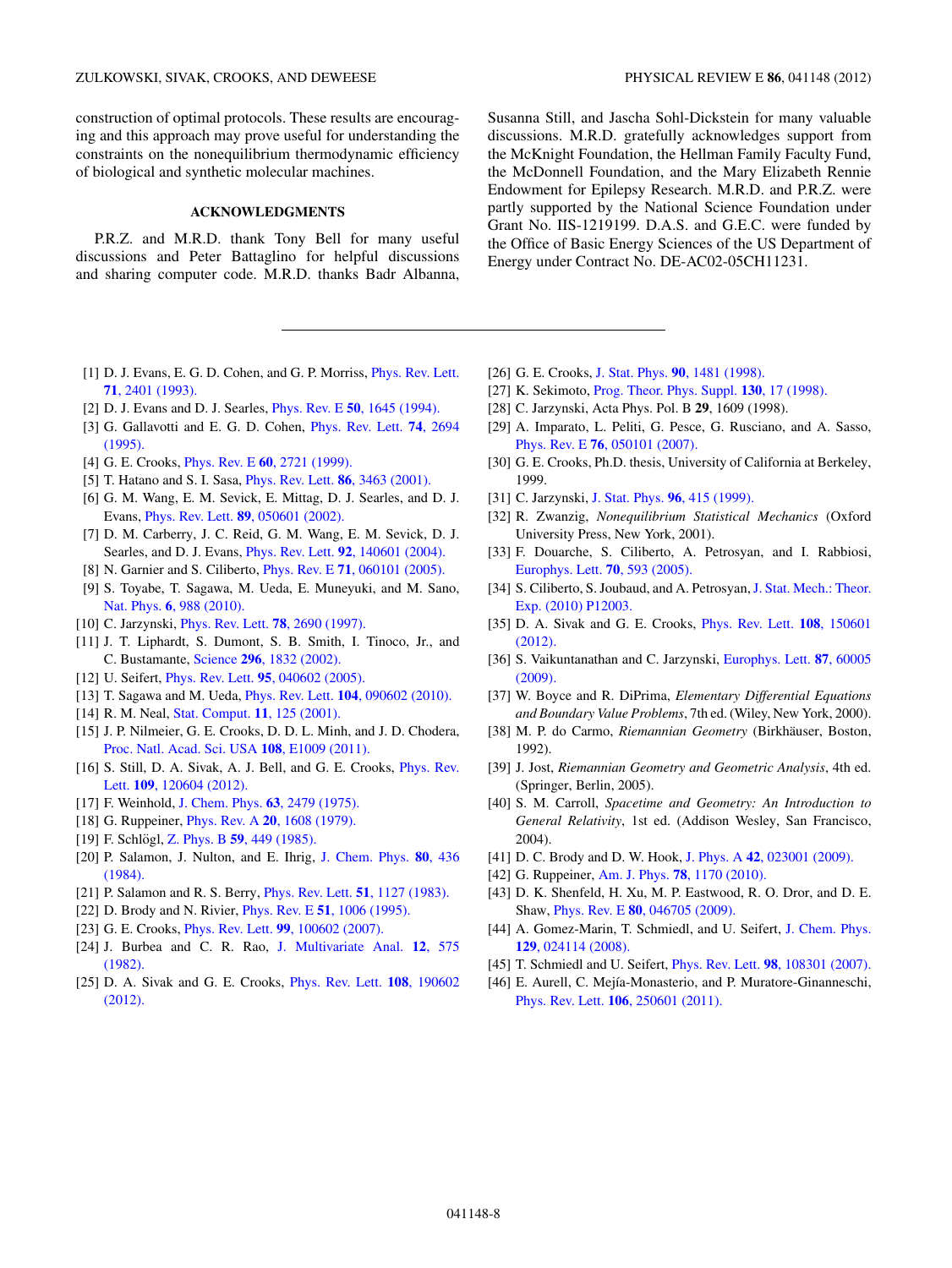construction of optimal protocols. These results are encouraging and this approach may prove useful for understanding the constraints on the nonequilibrium thermodynamic efficiency of biological and synthetic molecular machines.

## ACKNOWLEDGMENTS

P.R.Z. and M.R.D. thank Tony Bell for many useful discussions and Peter Battaglino for helpful discussions and sharing computer code. M.R.D. thanks Badr Albanna, Susanna Still, and Jascha Sohl-Dickstein for many valuable discussions. M.R.D. gratefully acknowledges support from the McKnight Foundation, the Hellman Family Faculty Fund, the McDonnell Foundation, and the Mary Elizabeth Rennie Endowment for Epilepsy Research. M.R.D. and P.R.Z. were partly supported by the National Science Foundation under Grant No. IIS-1219199. D.A.S. and G.E.C. were funded by the Office of Basic Energy Sciences of the US Department of Energy under Contract No. DE-AC02-05CH11231.

---

[1] D. J. Evans, E. G. D. Cohen, and G. P. Morriss, Phys. Rev. Lett. **71**, 2401 (1993).
[2] D. J. Evans and D. J. Searles, Phys. Rev. E **50**, 1645 (1994).
[3] G. Gallavotti and E. G. D. Cohen, Phys. Rev. Lett. **74**, 2694 (1995).
[4] G. E. Crooks, Phys. Rev. E **60**, 2721 (1999).
[5] T. Hatano and S. I. Sasa, Phys. Rev. Lett. **86**, 3463 (2001).
[6] G. M. Wang, E. M. Sevick, E. Mittag, D. J. Searles, and D. J. Evans, Phys. Rev. Lett. **89**, 050601 (2002).
[7] D. M. Carberry, J. C. Reid, G. M. Wang, E. M. Sevick, D. J. Searles, and D. J. Evans, Phys. Rev. Lett. **92**, 140601 (2004).
[8] N. Garnier and S. Ciliberto, Phys. Rev. E **71**, 060101 (2005).
[9] S. Toyabe, T. Sagawa, M. Ueda, E. Muneyuki, and M. Sano, Nat. Phys. **6**, 988 (2010).
[10] C. Jarzynski, Phys. Rev. Lett. **78**, 2690 (1997).
[11] J. T. Liphardt, S. Dumont, S. B. Smith, I. Tinoco, Jr., and C. Bustamante, Science **296**, 1832 (2002).
[12] U. Seifert, Phys. Rev. Lett. **95**, 040602 (2005).
[13] T. Sagawa and M. Ueda, Phys. Rev. Lett. **104**, 090602 (2010).
[14] R. M. Neal, Stat. Comput. **11**, 125 (2001).
[15] J. P. Nilmeier, G. E. Crooks, D. D. L. Minh, and J. D. Chodera, Proc. Natl. Acad. Sci. USA **108**, E1009 (2011).
[16] S. Still, D. A. Sivak, A. J. Bell, and G. E. Crooks, Phys. Rev. Lett. **109**, 120604 (2012).
[17] F. Weinhold, J. Chem. Phys. **63**, 2479 (1975).
[18] G. Ruppeiner, Phys. Rev. A **20**, 1608 (1979).
[19] F. Schlögl, Z. Phys. B **59**, 449 (1985).
[20] P. Salamon, J. Nulton, and E. Ihrig, J. Chem. Phys. **80**, 436 (1984).
[21] P. Salamon and R. S. Berry, Phys. Rev. Lett. **51**, 1127 (1983).
[22] D. Brody and N. Rivier, Phys. Rev. E **51**, 1006 (1995).
[23] G. E. Crooks, Phys. Rev. Lett. **99**, 100602 (2007).
[24] J. Burbea and C. R. Rao, J. Multivariate Anal. **12**, 575 (1982).
[25] D. A. Sivak and G. E. Crooks, Phys. Rev. Lett. **108**, 190602 (2012).
[26] G. E. Crooks, J. Stat. Phys. **90**, 1481 (1998).
[27] K. Sekimoto, Prog. Theor. Phys. Suppl. **130**, 17 (1998).
[28] C. Jarzynski, Acta Phys. Pol. B **29**, 1609 (1998).
[29] A. Imparato, L. Peliti, G. Pesce, G. Rusciano, and A. Sasso, Phys. Rev. E **76**, 050101 (2007).
[30] G. E. Crooks, Ph.D. thesis, University of California at Berkeley, 1999.
[31] C. Jarzynski, J. Stat. Phys. **96**, 415 (1999).
[32] R. Zwanzig, *Nonequilibrium Statistical Mechanics* (Oxford University Press, New York, 2001).
[33] F. Douarche, S. Ciliberto, A. Petrosyan, and I. Rabbiosi, Europhys. Lett. **70**, 593 (2005).
[34] S. Ciliberto, S. Joubaud, and A. Petrosyan, J. Stat. Mech.: Theor. Exp. (2010) P12003.
[35] D. A. Sivak and G. E. Crooks, Phys. Rev. Lett. **108**, 150601 (2012).
[36] S. Vaikuntanathan and C. Jarzynski, Europhys. Lett. **87**, 60005 (2009).
[37] W. Boyce and R. DiPrima, *Elementary Differential Equations and Boundary Value Problems*, 7th ed. (Wiley, New York, 2000).
[38] M. P. do Carmo, *Riemannian Geometry* (Birkhäuser, Boston, 1992).
[39] J. Jost, *Riemannian Geometry and Geometric Analysis*, 4th ed. (Springer, Berlin, 2005).
[40] S. M. Carroll, *Spacetime and Geometry: An Introduction to General Relativity*, 1st ed. (Addison Wesley, San Francisco, 2004).
[41] D. C. Brody and D. W. Hook, J. Phys. A **42**, 023001 (2009).
[42] G. Ruppeiner, Am. J. Phys. **78**, 1170 (2010).
[43] D. K. Shenfeld, H. Xu, M. P. Eastwood, R. O. Dror, and D. E. Shaw, Phys. Rev. E **80**, 046705 (2009).
[44] A. Gomez-Marin, T. Schmiedl, and U. Seifert, J. Chem. Phys. **129**, 024114 (2008).
[45] T. Schmiedl and U. Seifert, Phys. Rev. Lett. **98**, 108301 (2007).
[46] E. Aurell, C. Mejía-Monasterio, and P. Muratore-Ginanneschi, Phys. Rev. Lett. **106**, 250601 (2011).